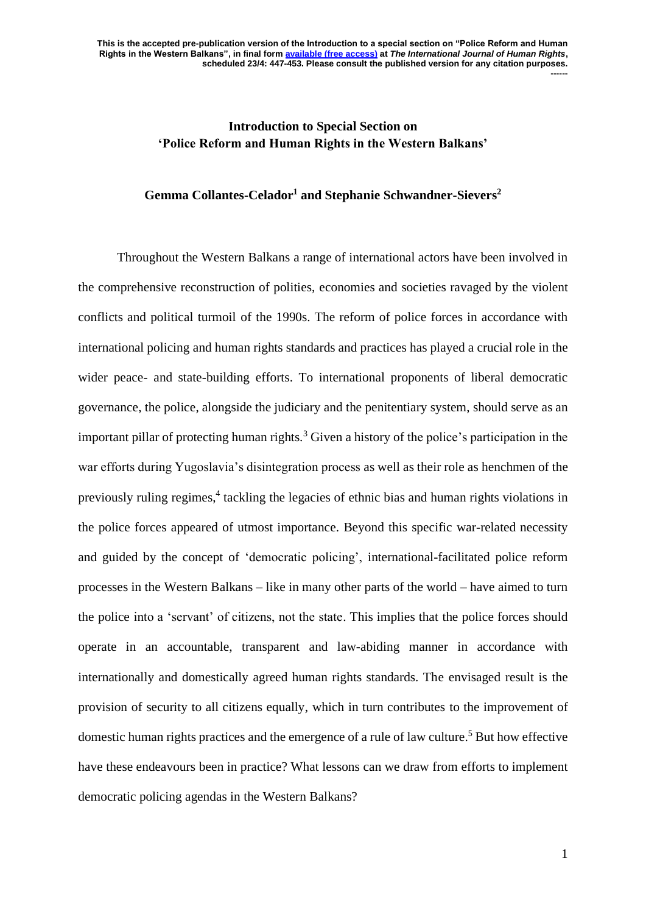This is the accepted pre-publication version of the Introduction to a special section on "Police Reform and Human Rights in the Western Balkans", in final form available (free access) at *The International Journal of Human Rights*, scheduled 23/4: 447-453. Please consult the published version for any citation purposes.

------

# Introduction to Special Section on 'Police Reform and Human Rights in the Western Balkans'

**Gemma Collantes-Celador[1] and Stephanie Schwandner-Sievers[2]**

Throughout the Western Balkans a range of international actors have been involved in the comprehensive reconstruction of polities, economies and societies ravaged by the violent conflicts and political turmoil of the 1990s. The reform of police forces in accordance with international policing and human rights standards and practices has played a crucial role in the wider peace- and state-building efforts. To international proponents of liberal democratic governance, the police, alongside the judiciary and the penitentiary system, should serve as an important pillar of protecting human rights.[3] Given a history of the police's participation in the war efforts during Yugoslavia's disintegration process as well as their role as henchmen of the previously ruling regimes,[4] tackling the legacies of ethnic bias and human rights violations in the police forces appeared of utmost importance. Beyond this specific war-related necessity and guided by the concept of 'democratic policing', international-facilitated police reform processes in the Western Balkans – like in many other parts of the world – have aimed to turn the police into a 'servant' of citizens, not the state. This implies that the police forces should operate in an accountable, transparent and law-abiding manner in accordance with internationally and domestically agreed human rights standards. The envisaged result is the provision of security to all citizens equally, which in turn contributes to the improvement of domestic human rights practices and the emergence of a rule of law culture.[5] But how effective have these endeavours been in practice? What lessons can we draw from efforts to implement democratic policing agendas in the Western Balkans?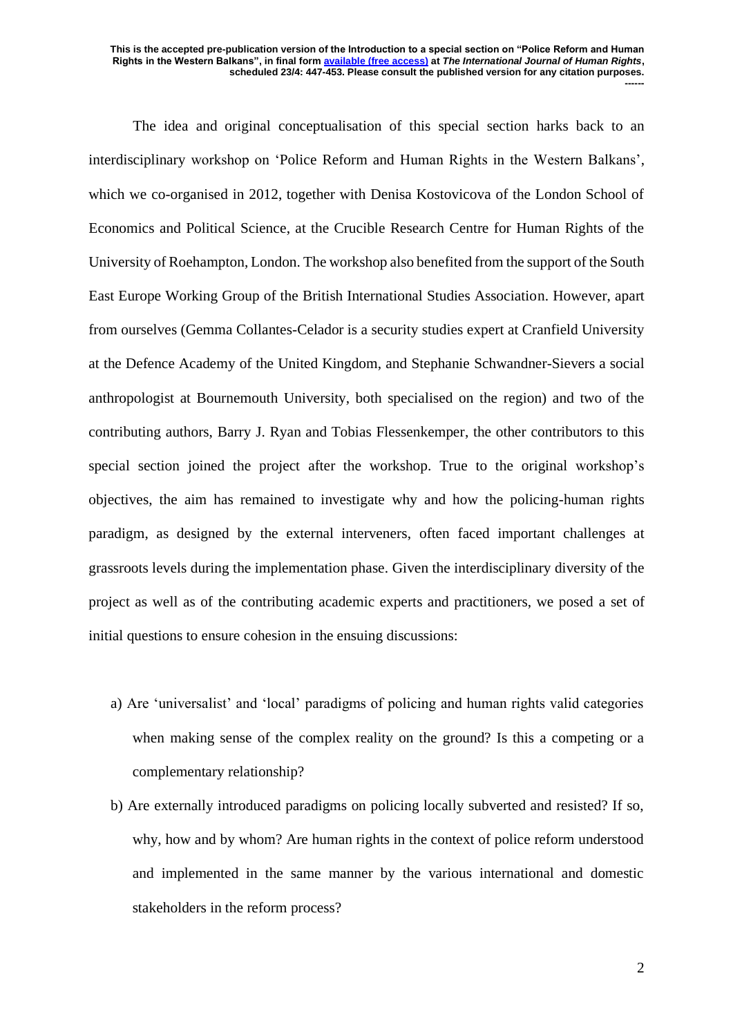The idea and original conceptualisation of this special section harks back to an interdisciplinary workshop on 'Police Reform and Human Rights in the Western Balkans', which we co-organised in 2012, together with Denisa Kostovicova of the London School of Economics and Political Science, at the Crucible Research Centre for Human Rights of the University of Roehampton, London. The workshop also benefited from the support of the South East Europe Working Group of the British International Studies Association. However, apart from ourselves (Gemma Collantes-Celador is a security studies expert at Cranfield University at the Defence Academy of the United Kingdom, and Stephanie Schwandner-Sievers a social anthropologist at Bournemouth University, both specialised on the region) and two of the contributing authors, Barry J. Ryan and Tobias Flessenkemper, the other contributors to this special section joined the project after the workshop. True to the original workshop's objectives, the aim has remained to investigate why and how the policing-human rights paradigm, as designed by the external interveners, often faced important challenges at grassroots levels during the implementation phase. Given the interdisciplinary diversity of the project as well as of the contributing academic experts and practitioners, we posed a set of initial questions to ensure cohesion in the ensuing discussions:

a) Are 'universalist' and 'local' paradigms of policing and human rights valid categories when making sense of the complex reality on the ground? Is this a competing or a complementary relationship?

b) Are externally introduced paradigms on policing locally subverted and resisted? If so, why, how and by whom? Are human rights in the context of police reform understood and implemented in the same manner by the various international and domestic stakeholders in the reform process?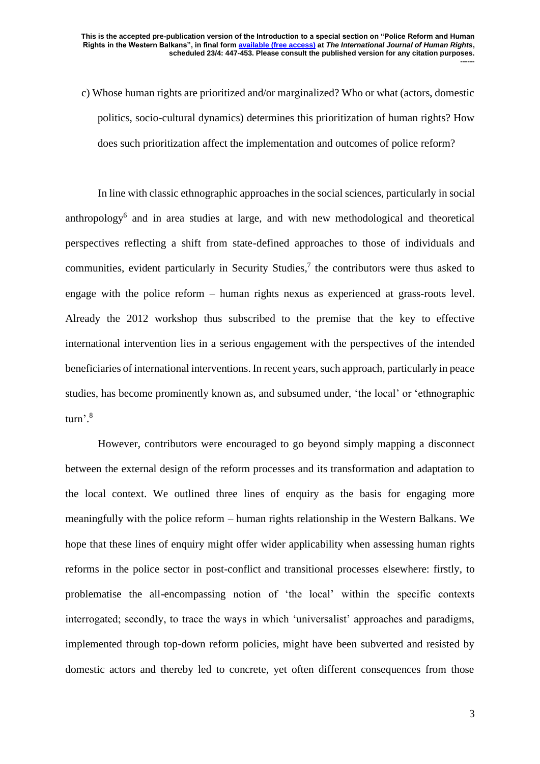c) Whose human rights are prioritized and/or marginalized? Who or what (actors, domestic politics, socio-cultural dynamics) determines this prioritization of human rights? How does such prioritization affect the implementation and outcomes of police reform?

In line with classic ethnographic approaches in the social sciences, particularly in social anthropology[6] and in area studies at large, and with new methodological and theoretical perspectives reflecting a shift from state-defined approaches to those of individuals and communities, evident particularly in Security Studies,[7] the contributors were thus asked to engage with the police reform – human rights nexus as experienced at grass-roots level. Already the 2012 workshop thus subscribed to the premise that the key to effective international intervention lies in a serious engagement with the perspectives of the intended beneficiaries of international interventions. In recent years, such approach, particularly in peace studies, has become prominently known as, and subsumed under, 'the local' or 'ethnographic turn'.[8]

However, contributors were encouraged to go beyond simply mapping a disconnect between the external design of the reform processes and its transformation and adaptation to the local context. We outlined three lines of enquiry as the basis for engaging more meaningfully with the police reform – human rights relationship in the Western Balkans. We hope that these lines of enquiry might offer wider applicability when assessing human rights reforms in the police sector in post-conflict and transitional processes elsewhere: firstly, to problematise the all-encompassing notion of 'the local' within the specific contexts interrogated; secondly, to trace the ways in which 'universalist' approaches and paradigms, implemented through top-down reform policies, might have been subverted and resisted by domestic actors and thereby led to concrete, yet often different consequences from those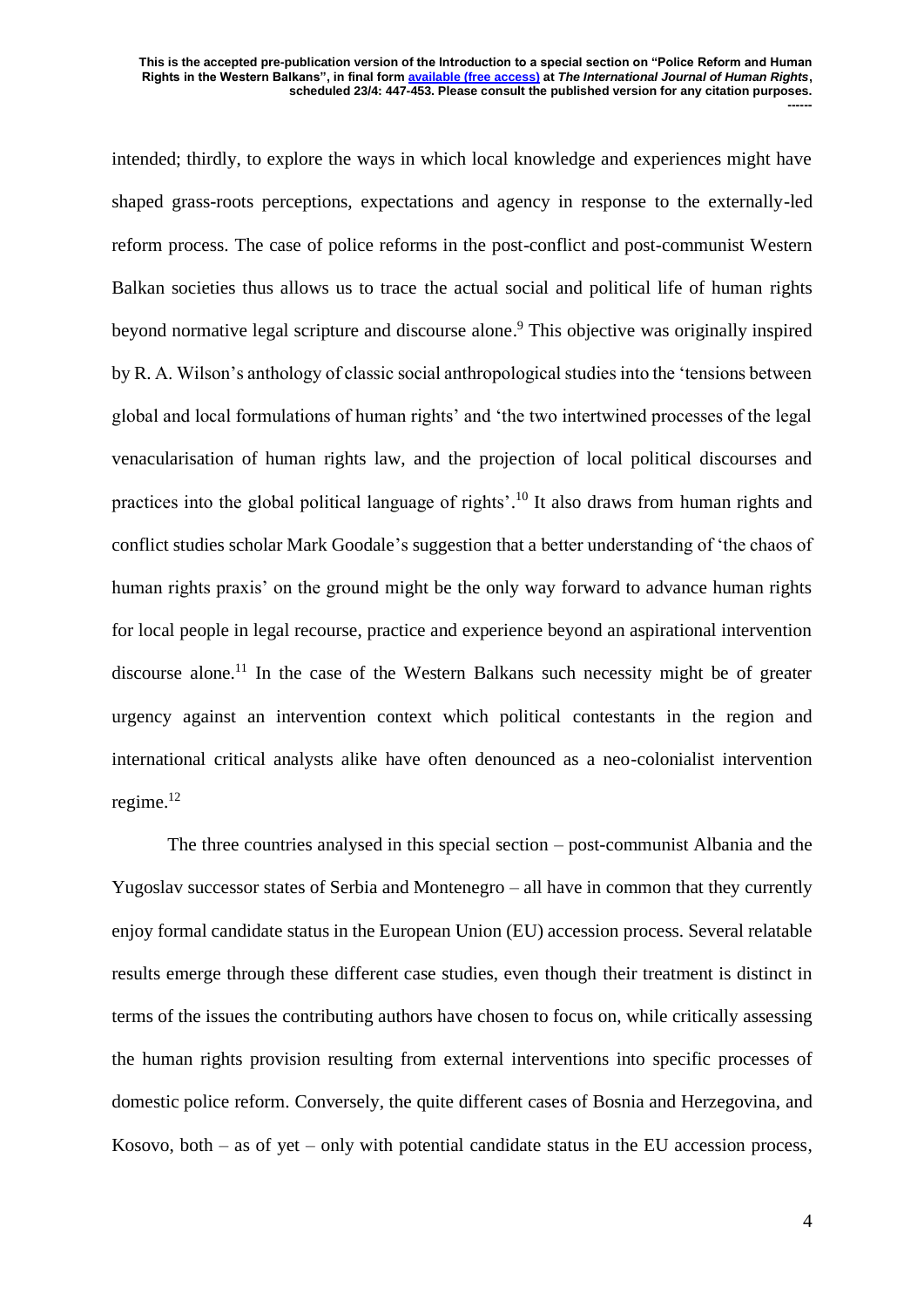intended; thirdly, to explore the ways in which local knowledge and experiences might have shaped grass-roots perceptions, expectations and agency in response to the externally-led reform process. The case of police reforms in the post-conflict and post-communist Western Balkan societies thus allows us to trace the actual social and political life of human rights beyond normative legal scripture and discourse alone.[9] This objective was originally inspired by R. A. Wilson's anthology of classic social anthropological studies into the 'tensions between global and local formulations of human rights' and 'the two intertwined processes of the legal venacularisation of human rights law, and the projection of local political discourses and practices into the global political language of rights'.[10] It also draws from human rights and conflict studies scholar Mark Goodale's suggestion that a better understanding of 'the chaos of human rights praxis' on the ground might be the only way forward to advance human rights for local people in legal recourse, practice and experience beyond an aspirational intervention discourse alone.[11] In the case of the Western Balkans such necessity might be of greater urgency against an intervention context which political contestants in the region and international critical analysts alike have often denounced as a neo-colonialist intervention regime.[12]

The three countries analysed in this special section – post-communist Albania and the Yugoslav successor states of Serbia and Montenegro – all have in common that they currently enjoy formal candidate status in the European Union (EU) accession process. Several relatable results emerge through these different case studies, even though their treatment is distinct in terms of the issues the contributing authors have chosen to focus on, while critically assessing the human rights provision resulting from external interventions into specific processes of domestic police reform. Conversely, the quite different cases of Bosnia and Herzegovina, and Kosovo, both – as of yet – only with potential candidate status in the EU accession process,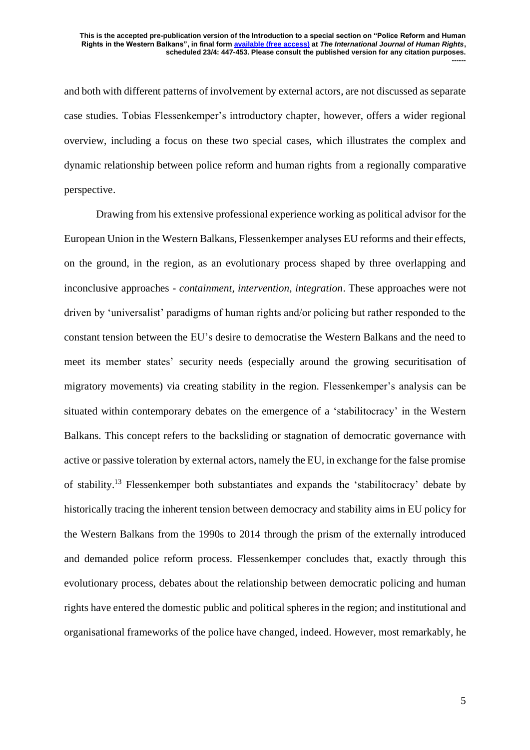and both with different patterns of involvement by external actors, are not discussed as separate case studies. Tobias Flessenkemper's introductory chapter, however, offers a wider regional overview, including a focus on these two special cases, which illustrates the complex and dynamic relationship between police reform and human rights from a regionally comparative perspective.

Drawing from his extensive professional experience working as political advisor for the European Union in the Western Balkans, Flessenkemper analyses EU reforms and their effects, on the ground, in the region, as an evolutionary process shaped by three overlapping and inconclusive approaches - *containment, intervention, integration*. These approaches were not driven by 'universalist' paradigms of human rights and/or policing but rather responded to the constant tension between the EU's desire to democratise the Western Balkans and the need to meet its member states' security needs (especially around the growing securitisation of migratory movements) via creating stability in the region. Flessenkemper's analysis can be situated within contemporary debates on the emergence of a 'stabilitocracy' in the Western Balkans. This concept refers to the backsliding or stagnation of democratic governance with active or passive toleration by external actors, namely the EU, in exchange for the false promise of stability.[13] Flessenkemper both substantiates and expands the 'stabilitocracy' debate by historically tracing the inherent tension between democracy and stability aims in EU policy for the Western Balkans from the 1990s to 2014 through the prism of the externally introduced and demanded police reform process. Flessenkemper concludes that, exactly through this evolutionary process, debates about the relationship between democratic policing and human rights have entered the domestic public and political spheres in the region; and institutional and organisational frameworks of the police have changed, indeed. However, most remarkably, he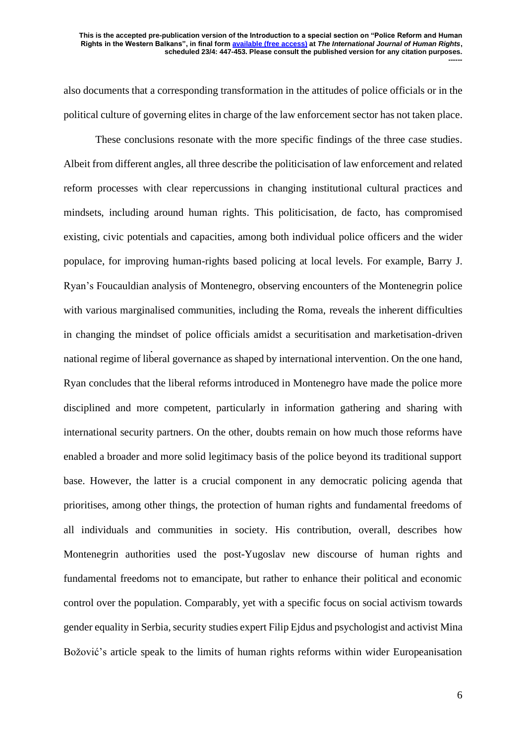also documents that a corresponding transformation in the attitudes of police officials or in the political culture of governing elites in charge of the law enforcement sector has not taken place.

These conclusions resonate with the more specific findings of the three case studies. Albeit from different angles, all three describe the politicisation of law enforcement and related reform processes with clear repercussions in changing institutional cultural practices and mindsets, including around human rights. This politicisation, de facto, has compromised existing, civic potentials and capacities, among both individual police officers and the wider populace, for improving human-rights based policing at local levels. For example, Barry J. Ryan's Foucauldian analysis of Montenegro, observing encounters of the Montenegrin police with various marginalised communities, including the Roma, reveals the inherent difficulties in changing the mindset of police officials amidst a securitisation and marketisation-driven national regime of liberal governance as shaped by international intervention. On the one hand, Ryan concludes that the liberal reforms introduced in Montenegro have made the police more disciplined and more competent, particularly in information gathering and sharing with international security partners. On the other, doubts remain on how much those reforms have enabled a broader and more solid legitimacy basis of the police beyond its traditional support base. However, the latter is a crucial component in any democratic policing agenda that prioritises, among other things, the protection of human rights and fundamental freedoms of all individuals and communities in society. His contribution, overall, describes how Montenegrin authorities used the post-Yugoslav new discourse of human rights and fundamental freedoms not to emancipate, but rather to enhance their political and economic control over the population. Comparably, yet with a specific focus on social activism towards gender equality in Serbia, security studies expert Filip Ejdus and psychologist and activist Mina Božović's article speak to the limits of human rights reforms within wider Europeanisation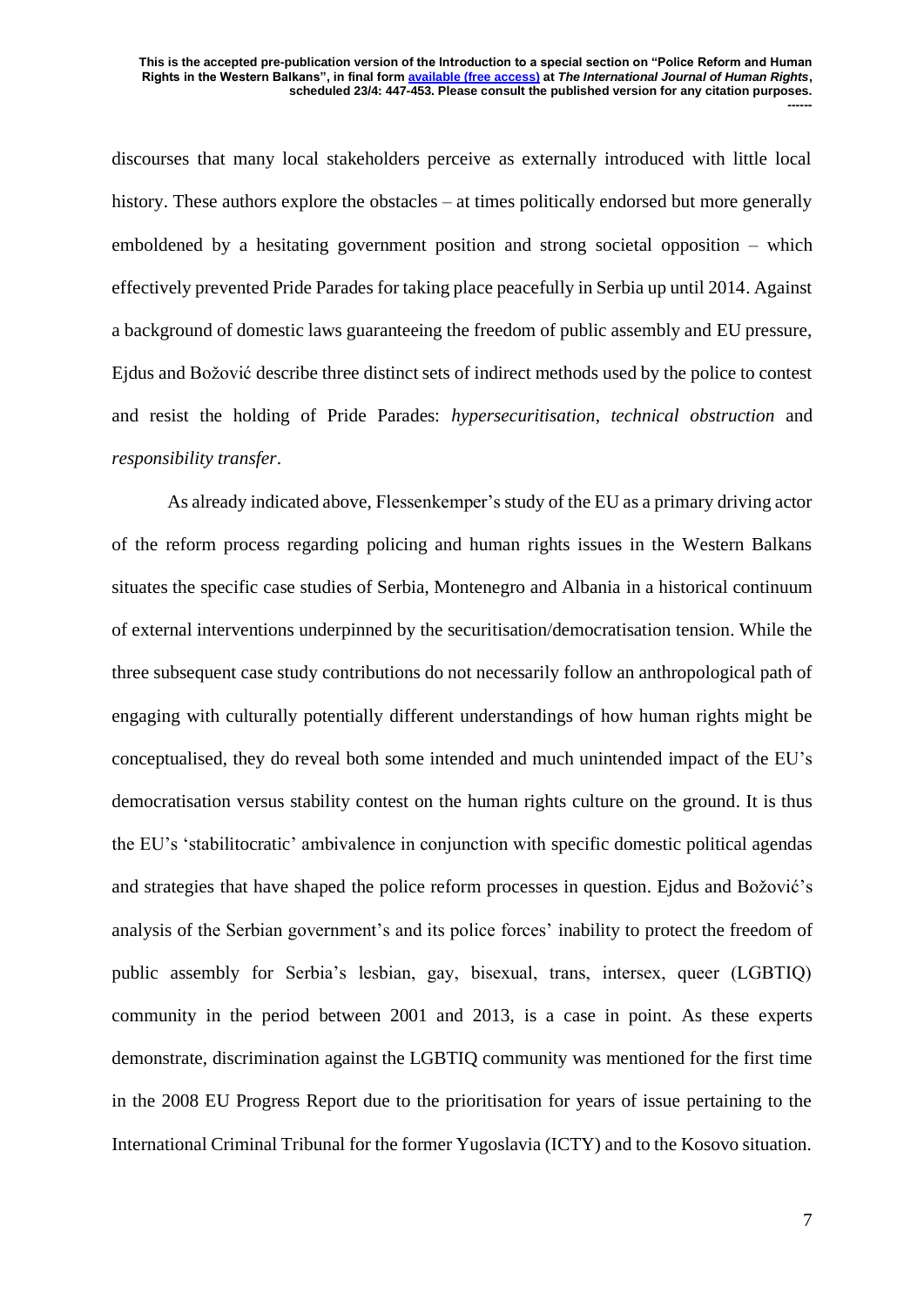discourses that many local stakeholders perceive as externally introduced with little local history. These authors explore the obstacles – at times politically endorsed but more generally emboldened by a hesitating government position and strong societal opposition – which effectively prevented Pride Parades for taking place peacefully in Serbia up until 2014. Against a background of domestic laws guaranteeing the freedom of public assembly and EU pressure, Ejdus and Božović describe three distinct sets of indirect methods used by the police to contest and resist the holding of Pride Parades: *hypersecuritisation*, *technical obstruction* and *responsibility transfer*.

As already indicated above, Flessenkemper's study of the EU as a primary driving actor of the reform process regarding policing and human rights issues in the Western Balkans situates the specific case studies of Serbia, Montenegro and Albania in a historical continuum of external interventions underpinned by the securitisation/democratisation tension. While the three subsequent case study contributions do not necessarily follow an anthropological path of engaging with culturally potentially different understandings of how human rights might be conceptualised, they do reveal both some intended and much unintended impact of the EU's democratisation versus stability contest on the human rights culture on the ground. It is thus the EU's 'stabilitocratic' ambivalence in conjunction with specific domestic political agendas and strategies that have shaped the police reform processes in question. Ejdus and Božović's analysis of the Serbian government's and its police forces' inability to protect the freedom of public assembly for Serbia's lesbian, gay, bisexual, trans, intersex, queer (LGBTIQ) community in the period between 2001 and 2013, is a case in point. As these experts demonstrate, discrimination against the LGBTIQ community was mentioned for the first time in the 2008 EU Progress Report due to the prioritisation for years of issue pertaining to the International Criminal Tribunal for the former Yugoslavia (ICTY) and to the Kosovo situation.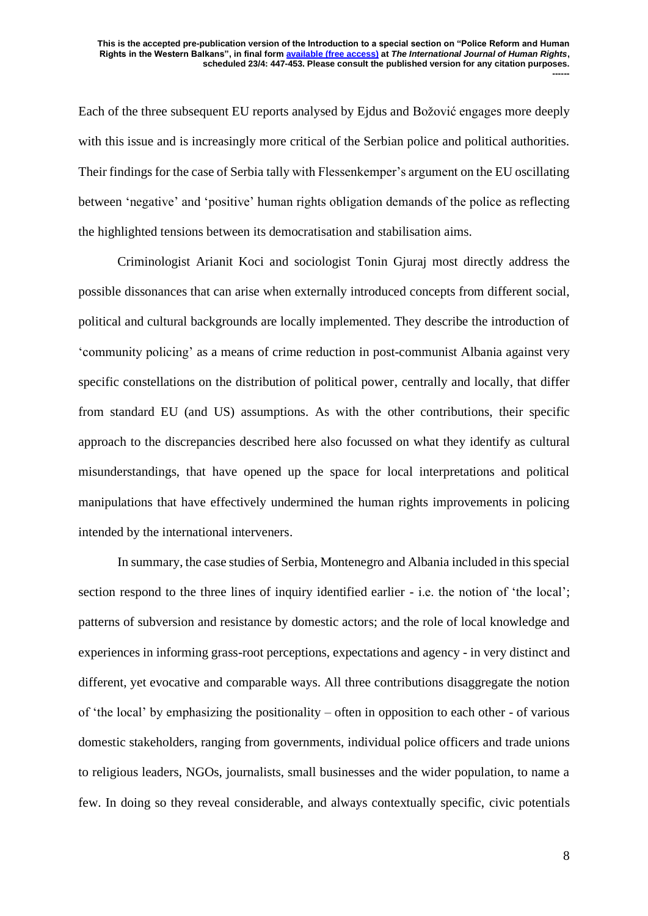Each of the three subsequent EU reports analysed by Ejdus and Božović engages more deeply with this issue and is increasingly more critical of the Serbian police and political authorities. Their findings for the case of Serbia tally with Flessenkemper's argument on the EU oscillating between 'negative' and 'positive' human rights obligation demands of the police as reflecting the highlighted tensions between its democratisation and stabilisation aims.

Criminologist Arianit Koci and sociologist Tonin Gjuraj most directly address the possible dissonances that can arise when externally introduced concepts from different social, political and cultural backgrounds are locally implemented. They describe the introduction of 'community policing' as a means of crime reduction in post-communist Albania against very specific constellations on the distribution of political power, centrally and locally, that differ from standard EU (and US) assumptions. As with the other contributions, their specific approach to the discrepancies described here also focussed on what they identify as cultural misunderstandings, that have opened up the space for local interpretations and political manipulations that have effectively undermined the human rights improvements in policing intended by the international interveners.

In summary, the case studies of Serbia, Montenegro and Albania included in this special section respond to the three lines of inquiry identified earlier - i.e. the notion of 'the local'; patterns of subversion and resistance by domestic actors; and the role of local knowledge and experiences in informing grass-root perceptions, expectations and agency - in very distinct and different, yet evocative and comparable ways. All three contributions disaggregate the notion of 'the local' by emphasizing the positionality – often in opposition to each other - of various domestic stakeholders, ranging from governments, individual police officers and trade unions to religious leaders, NGOs, journalists, small businesses and the wider population, to name a few. In doing so they reveal considerable, and always contextually specific, civic potentials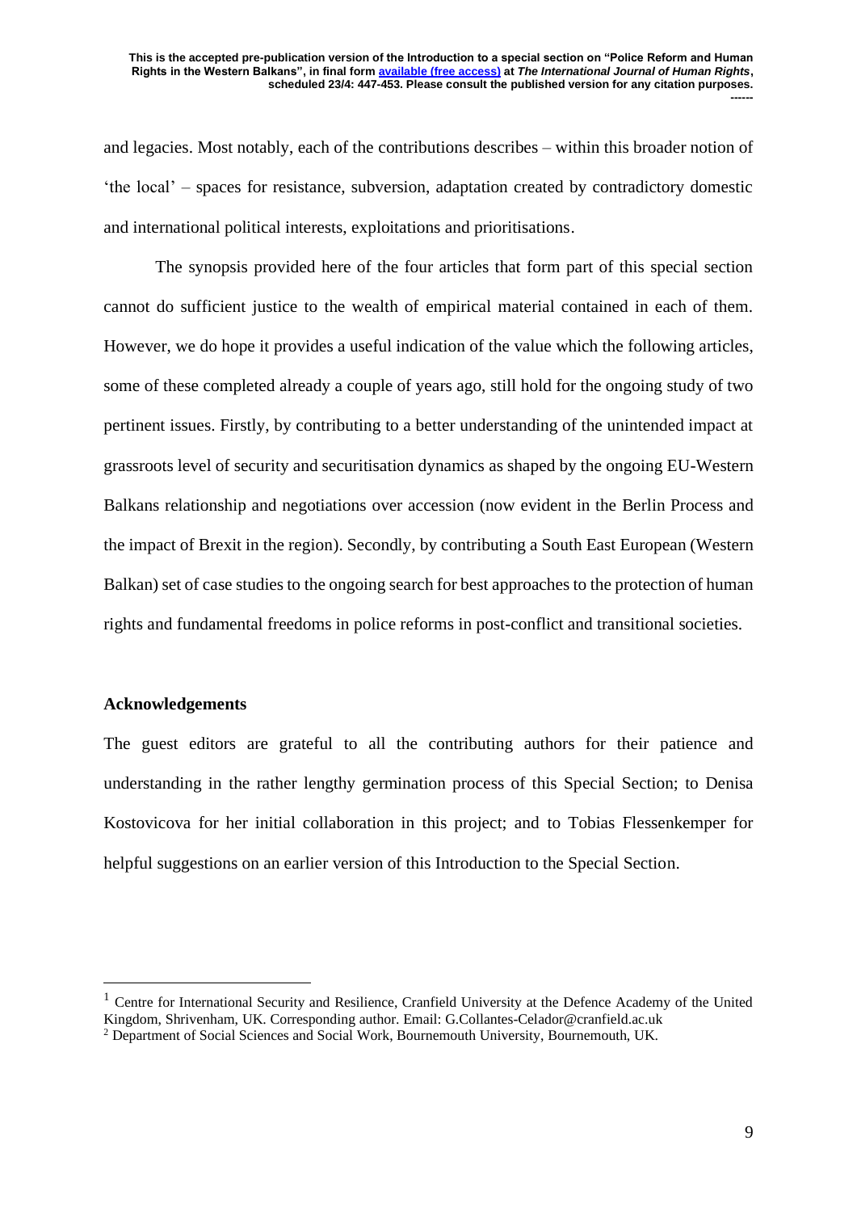and legacies. Most notably, each of the contributions describes – within this broader notion of 'the local' – spaces for resistance, subversion, adaptation created by contradictory domestic and international political interests, exploitations and prioritisations.

The synopsis provided here of the four articles that form part of this special section cannot do sufficient justice to the wealth of empirical material contained in each of them. However, we do hope it provides a useful indication of the value which the following articles, some of these completed already a couple of years ago, still hold for the ongoing study of two pertinent issues. Firstly, by contributing to a better understanding of the unintended impact at grassroots level of security and securitisation dynamics as shaped by the ongoing EU-Western Balkans relationship and negotiations over accession (now evident in the Berlin Process and the impact of Brexit in the region). Secondly, by contributing a South East European (Western Balkan) set of case studies to the ongoing search for best approaches to the protection of human rights and fundamental freedoms in police reforms in post-conflict and transitional societies.

**Acknowledgements**

The guest editors are grateful to all the contributing authors for their patience and understanding in the rather lengthy germination process of this Special Section; to Denisa Kostovicova for her initial collaboration in this project; and to Tobias Flessenkemper for helpful suggestions on an earlier version of this Introduction to the Special Section.

---

[1] Centre for International Security and Resilience, Cranfield University at the Defence Academy of the United Kingdom, Shrivenham, UK. Corresponding author. Email: G.Collantes-Celador@cranfield.ac.uk

[2] Department of Social Sciences and Social Work, Bournemouth University, Bournemouth, UK.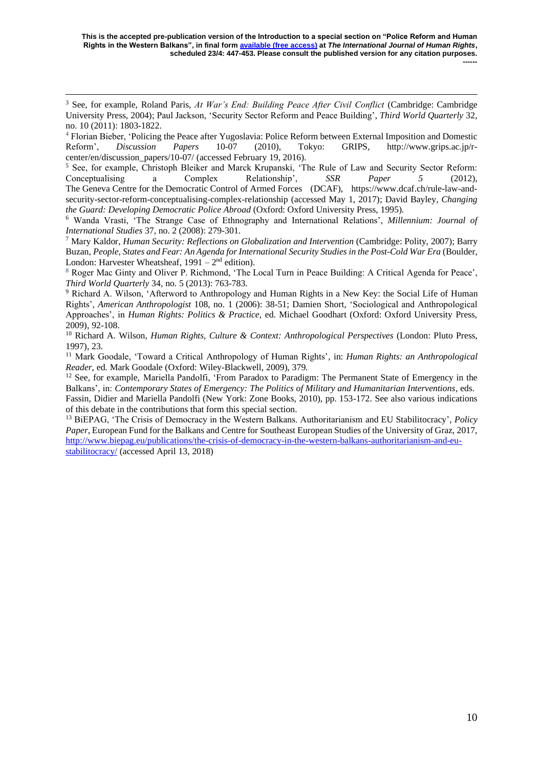[3] See, for example, Roland Paris, *At War's End: Building Peace After Civil Conflict* (Cambridge: Cambridge University Press, 2004); Paul Jackson, 'Security Sector Reform and Peace Building', *Third World Quarterly* 32, no. 10 (2011): 1803-1822.

[4] Florian Bieber, 'Policing the Peace after Yugoslavia: Police Reform between External Imposition and Domestic Reform', *Discussion Papers* 10-07 (2010), Tokyo: GRIPS, http://www.grips.ac.jp/r-center/en/discussion_papers/10-07/ (accessed February 19, 2016).

[5] See, for example, Christoph Bleiker and Marck Krupanski, 'The Rule of Law and Security Sector Reform: Conceptualising a Complex Relationship', *SSR Paper 5* (2012), The Geneva Centre for the Democratic Control of Armed Forces (DCAF), https://www.dcaf.ch/rule-law-and-security-sector-reform-conceptualising-complex-relationship (accessed May 1, 2017); David Bayley, *Changing the Guard: Developing Democratic Police Abroad* (Oxford: Oxford University Press, 1995).

[6] Wanda Vrasti, 'The Strange Case of Ethnography and International Relations', *Millennium: Journal of International Studies* 37, no. 2 (2008): 279-301.

[7] Mary Kaldor, *Human Security: Reflections on Globalization and Intervention* (Cambridge: Polity, 2007); Barry Buzan, *People, States and Fear: An Agenda for International Security Studies in the Post-Cold War Era* (Boulder, London: Harvester Wheatsheaf, 1991 – 2nd edition).

[8] Roger Mac Ginty and Oliver P. Richmond, 'The Local Turn in Peace Building: A Critical Agenda for Peace', *Third World Quarterly* 34, no. 5 (2013): 763-783.

[9] Richard A. Wilson, 'Afterword to Anthropology and Human Rights in a New Key: the Social Life of Human Rights', *American Anthropologist* 108, no. 1 (2006): 38-51; Damien Short, 'Sociological and Anthropological Approaches', in *Human Rights: Politics & Practice,* ed. Michael Goodhart (Oxford: Oxford University Press, 2009), 92-108.

[10] Richard A. Wilson, *Human Rights, Culture & Context: Anthropological Perspectives* (London: Pluto Press, 1997), 23.

[11] Mark Goodale, 'Toward a Critical Anthropology of Human Rights', in: *Human Rights: an Anthropological Reader*, ed. Mark Goodale (Oxford: Wiley-Blackwell, 2009), 379.

[12] See, for example, Mariella Pandolfi, 'From Paradox to Paradigm: The Permanent State of Emergency in the Balkans', in: *Contemporary States of Emergency: The Politics of Military and Humanitarian Interventions*, eds. Fassin, Didier and Mariella Pandolfi (New York: Zone Books, 2010), pp. 153-172. See also various indications of this debate in the contributions that form this special section.

[13] BiEPAG, 'The Crisis of Democracy in the Western Balkans. Authoritarianism and EU Stabilitocracy', *Policy Paper*, European Fund for the Balkans and Centre for Southeast European Studies of the University of Graz, 2017, http://www.biepag.eu/publications/the-crisis-of-democracy-in-the-western-balkans-authoritarianism-and-eu-stabilitocracy/ (accessed April 13, 2018)